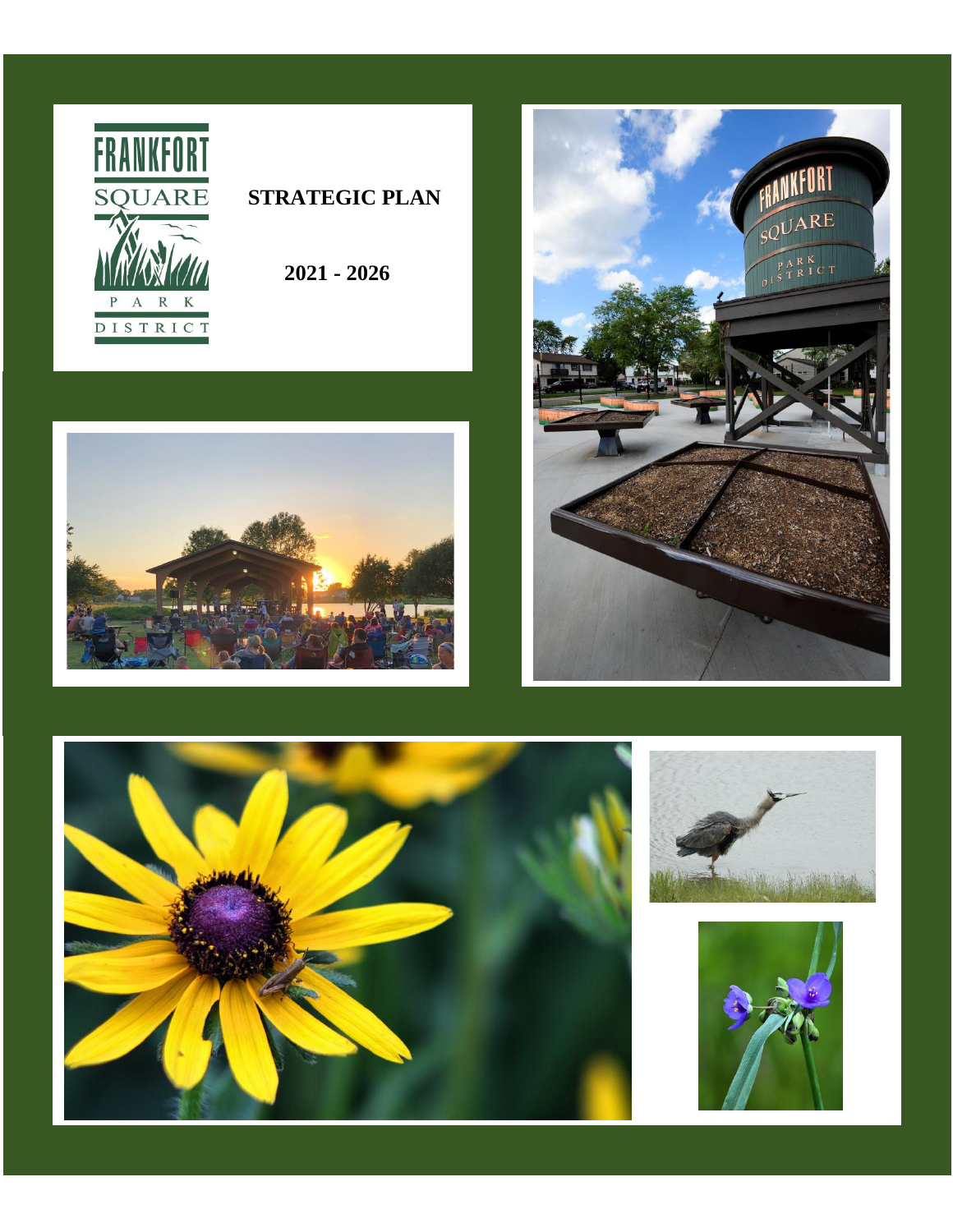# STRATEGIC PLAN

## 2021 - 2026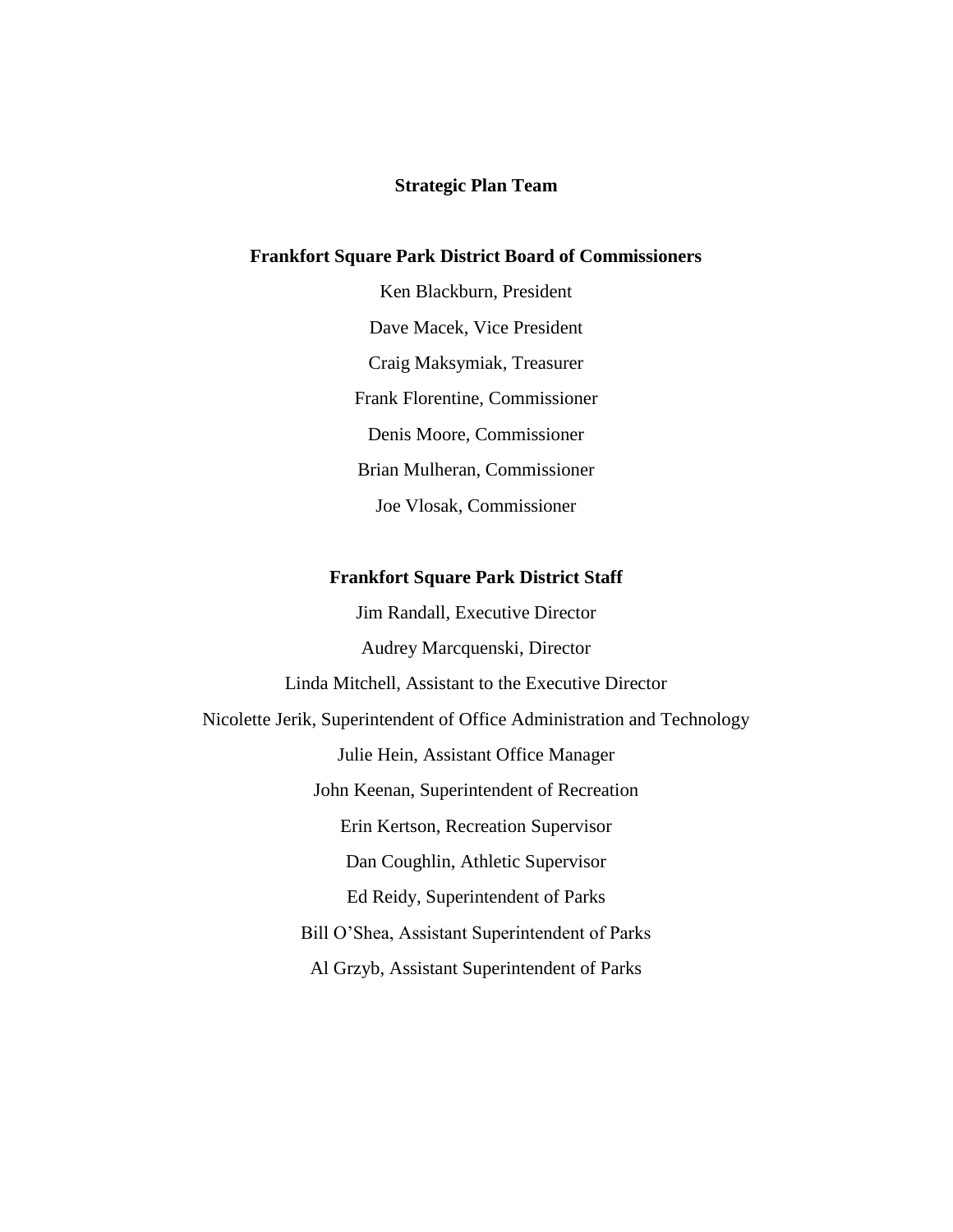# Strategic Plan Team

## Frankfort Square Park District Board of Commissioners

Ken Blackburn, President

Dave Macek, Vice President

Craig Maksymiak, Treasurer

Frank Florentine, Commissioner

Denis Moore, Commissioner

Brian Mulheran, Commissioner

Joe Vlosak, Commissioner

## Frankfort Square Park District Staff

Jim Randall, Executive Director

Audrey Marcquenski, Director

Linda Mitchell, Assistant to the Executive Director

Nicolette Jerik, Superintendent of Office Administration and Technology

Julie Hein, Assistant Office Manager

John Keenan, Superintendent of Recreation

Erin Kertson, Recreation Supervisor

Dan Coughlin, Athletic Supervisor

Ed Reidy, Superintendent of Parks

Bill O'Shea, Assistant Superintendent of Parks

Al Grzyb, Assistant Superintendent of Parks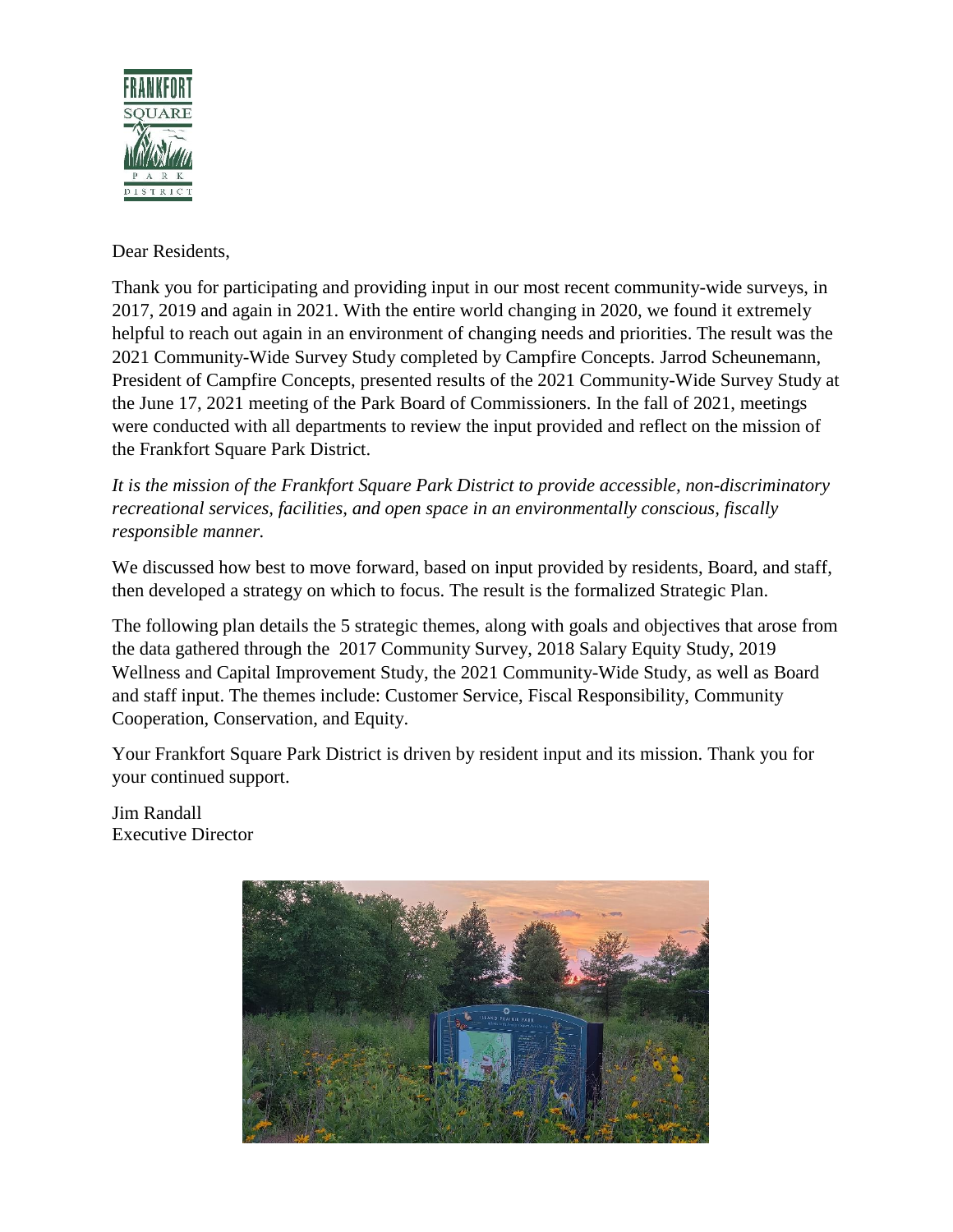Dear Residents,

Thank you for participating and providing input in our most recent community-wide surveys, in 2017, 2019 and again in 2021. With the entire world changing in 2020, we found it extremely helpful to reach out again in an environment of changing needs and priorities. The result was the 2021 Community-Wide Survey Study completed by Campfire Concepts. Jarrod Scheunemann, President of Campfire Concepts, presented results of the 2021 Community-Wide Survey Study at the June 17, 2021 meeting of the Park Board of Commissioners. In the fall of 2021, meetings were conducted with all departments to review the input provided and reflect on the mission of the Frankfort Square Park District.

*It is the mission of the Frankfort Square Park District to provide accessible, non-discriminatory recreational services, facilities, and open space in an environmentally conscious, fiscally responsible manner.*

We discussed how best to move forward, based on input provided by residents, Board, and staff, then developed a strategy on which to focus. The result is the formalized Strategic Plan.

The following plan details the 5 strategic themes, along with goals and objectives that arose from the data gathered through the 2017 Community Survey, 2018 Salary Equity Study, 2019 Wellness and Capital Improvement Study, the 2021 Community-Wide Study, as well as Board and staff input. The themes include: Customer Service, Fiscal Responsibility, Community Cooperation, Conservation, and Equity.

Your Frankfort Square Park District is driven by resident input and its mission. Thank you for your continued support.

Jim Randall
Executive Director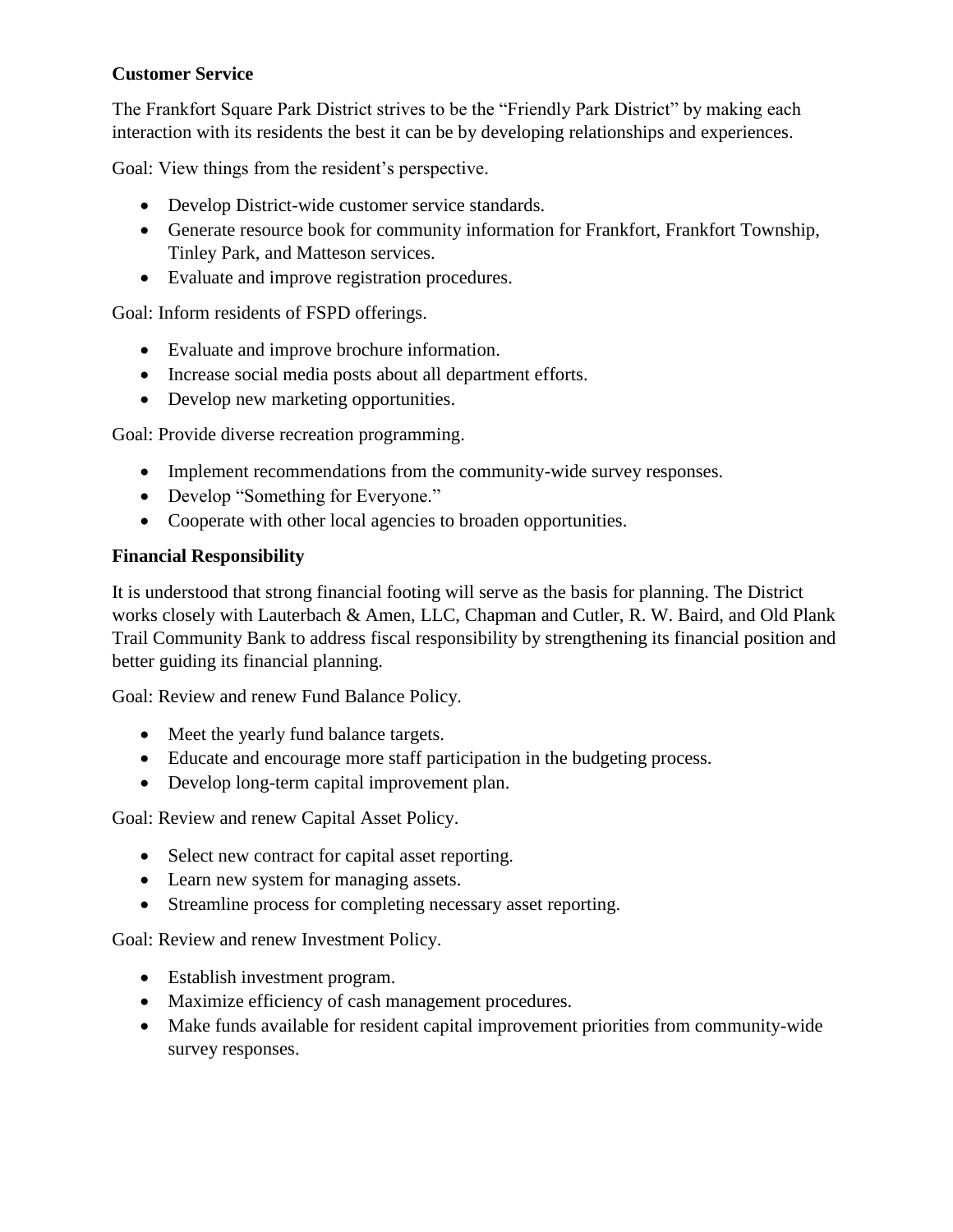**Customer Service**

The Frankfort Square Park District strives to be the "Friendly Park District" by making each interaction with its residents the best it can be by developing relationships and experiences.

Goal: View things from the resident's perspective.

- Develop District-wide customer service standards.
- Generate resource book for community information for Frankfort, Frankfort Township, Tinley Park, and Matteson services.
- Evaluate and improve registration procedures.

Goal: Inform residents of FSPD offerings.

- Evaluate and improve brochure information.
- Increase social media posts about all department efforts.
- Develop new marketing opportunities.

Goal: Provide diverse recreation programming.

- Implement recommendations from the community-wide survey responses.
- Develop "Something for Everyone."
- Cooperate with other local agencies to broaden opportunities.

**Financial Responsibility**

It is understood that strong financial footing will serve as the basis for planning. The District works closely with Lauterbach & Amen, LLC, Chapman and Cutler, R. W. Baird, and Old Plank Trail Community Bank to address fiscal responsibility by strengthening its financial position and better guiding its financial planning.

Goal: Review and renew Fund Balance Policy.

- Meet the yearly fund balance targets.
- Educate and encourage more staff participation in the budgeting process.
- Develop long-term capital improvement plan.

Goal: Review and renew Capital Asset Policy.

- Select new contract for capital asset reporting.
- Learn new system for managing assets.
- Streamline process for completing necessary asset reporting.

Goal: Review and renew Investment Policy.

- Establish investment program.
- Maximize efficiency of cash management procedures.
- Make funds available for resident capital improvement priorities from community-wide survey responses.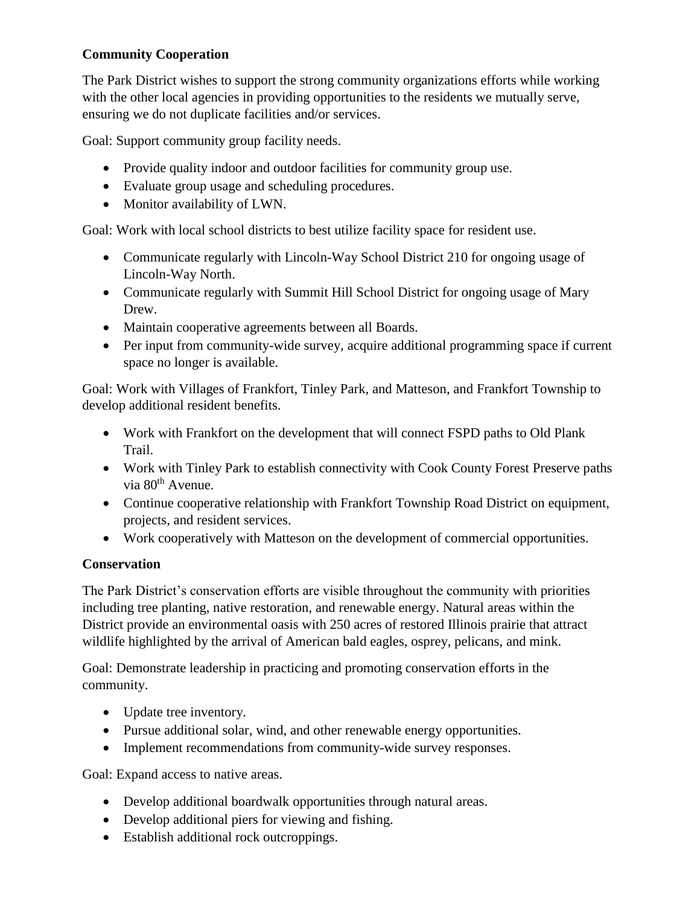**Community Cooperation**

The Park District wishes to support the strong community organizations efforts while working with the other local agencies in providing opportunities to the residents we mutually serve, ensuring we do not duplicate facilities and/or services.

Goal: Support community group facility needs.

- Provide quality indoor and outdoor facilities for community group use.
- Evaluate group usage and scheduling procedures.
- Monitor availability of LWN.

Goal: Work with local school districts to best utilize facility space for resident use.

- Communicate regularly with Lincoln-Way School District 210 for ongoing usage of Lincoln-Way North.
- Communicate regularly with Summit Hill School District for ongoing usage of Mary Drew.
- Maintain cooperative agreements between all Boards.
- Per input from community-wide survey, acquire additional programming space if current space no longer is available.

Goal: Work with Villages of Frankfort, Tinley Park, and Matteson, and Frankfort Township to develop additional resident benefits.

- Work with Frankfort on the development that will connect FSPD paths to Old Plank Trail.
- Work with Tinley Park to establish connectivity with Cook County Forest Preserve paths via 80th Avenue.
- Continue cooperative relationship with Frankfort Township Road District on equipment, projects, and resident services.
- Work cooperatively with Matteson on the development of commercial opportunities.

**Conservation**

The Park District's conservation efforts are visible throughout the community with priorities including tree planting, native restoration, and renewable energy. Natural areas within the District provide an environmental oasis with 250 acres of restored Illinois prairie that attract wildlife highlighted by the arrival of American bald eagles, osprey, pelicans, and mink.

Goal: Demonstrate leadership in practicing and promoting conservation efforts in the community.

- Update tree inventory.
- Pursue additional solar, wind, and other renewable energy opportunities.
- Implement recommendations from community-wide survey responses.

Goal: Expand access to native areas.

- Develop additional boardwalk opportunities through natural areas.
- Develop additional piers for viewing and fishing.
- Establish additional rock outcroppings.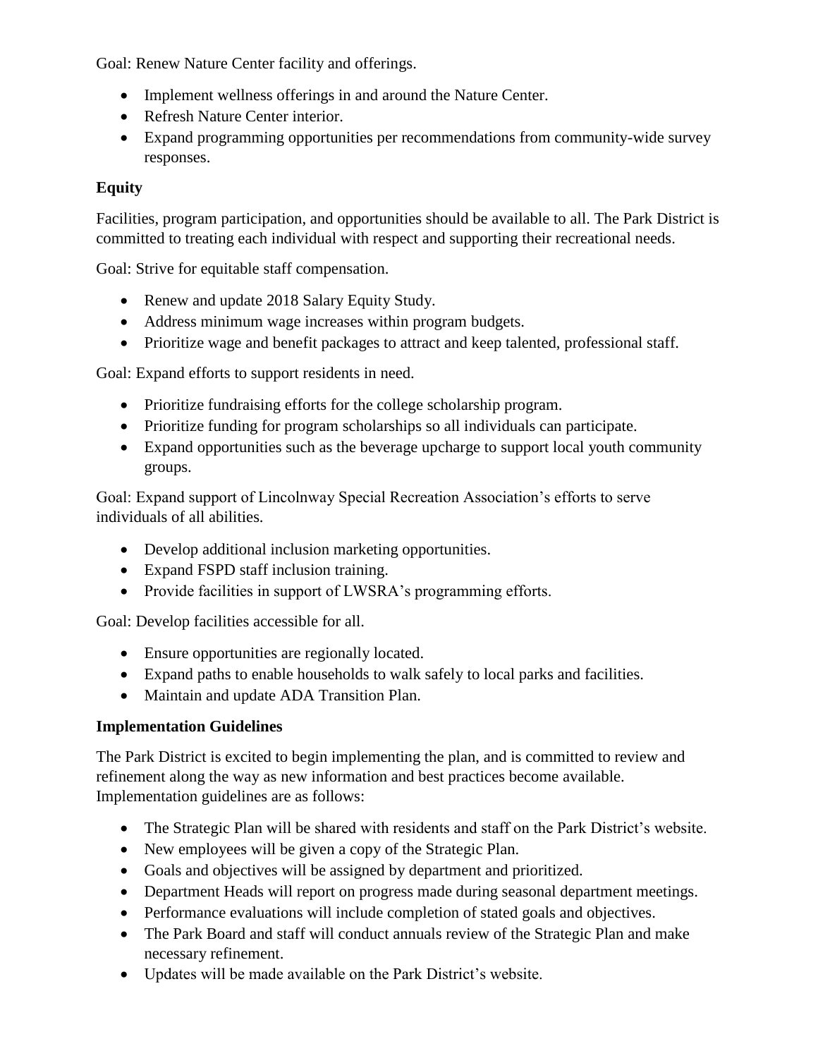Goal: Renew Nature Center facility and offerings.

- Implement wellness offerings in and around the Nature Center.
- Refresh Nature Center interior.
- Expand programming opportunities per recommendations from community-wide survey responses.

**Equity**

Facilities, program participation, and opportunities should be available to all. The Park District is committed to treating each individual with respect and supporting their recreational needs.

Goal: Strive for equitable staff compensation.

- Renew and update 2018 Salary Equity Study.
- Address minimum wage increases within program budgets.
- Prioritize wage and benefit packages to attract and keep talented, professional staff.

Goal: Expand efforts to support residents in need.

- Prioritize fundraising efforts for the college scholarship program.
- Prioritize funding for program scholarships so all individuals can participate.
- Expand opportunities such as the beverage upcharge to support local youth community groups.

Goal: Expand support of Lincolnway Special Recreation Association's efforts to serve individuals of all abilities.

- Develop additional inclusion marketing opportunities.
- Expand FSPD staff inclusion training.
- Provide facilities in support of LWSRA's programming efforts.

Goal: Develop facilities accessible for all.

- Ensure opportunities are regionally located.
- Expand paths to enable households to walk safely to local parks and facilities.
- Maintain and update ADA Transition Plan.

**Implementation Guidelines**

The Park District is excited to begin implementing the plan, and is committed to review and refinement along the way as new information and best practices become available. Implementation guidelines are as follows:

- The Strategic Plan will be shared with residents and staff on the Park District's website.
- New employees will be given a copy of the Strategic Plan.
- Goals and objectives will be assigned by department and prioritized.
- Department Heads will report on progress made during seasonal department meetings.
- Performance evaluations will include completion of stated goals and objectives.
- The Park Board and staff will conduct annuals review of the Strategic Plan and make necessary refinement.
- Updates will be made available on the Park District's website.